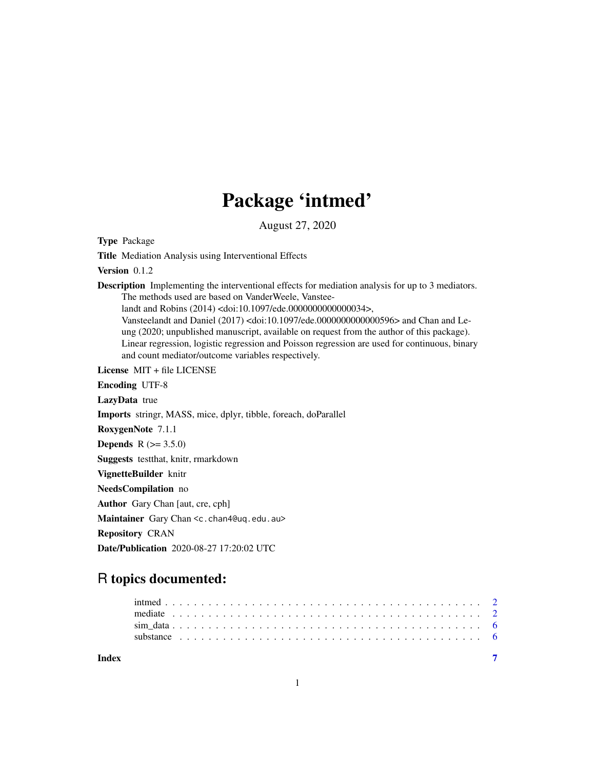# Package 'intmed'

August 27, 2020

**Type** Package

**Title** Mediation Analysis using Interventional Effects

**Version** 0.1.2

**Description** Implementing the interventional effects for mediation analysis for up to 3 mediators. The methods used are based on VanderWeele, Vansteelandt and Robins (2014) <doi:10.1097/ede.0000000000000034>, Vansteelandt and Daniel (2017) <doi:10.1097/ede.0000000000000596> and Chan and Leung (2020; unpublished manuscript, available on request from the author of this package). Linear regression, logistic regression and Poisson regression are used for continuous, binary and count mediator/outcome variables respectively.

**License** MIT + file LICENSE

**Encoding** UTF-8

**LazyData** true

**Imports** stringr, MASS, mice, dplyr, tibble, foreach, doParallel

**RoxygenNote** 7.1.1

**Depends** R (>= 3.5.0)

**Suggests** testthat, knitr, rmarkdown

**VignetteBuilder** knitr

**NeedsCompilation** no

**Author** Gary Chan [aut, cre, cph]

**Maintainer** Gary Chan <c.chan4@uq.edu.au>

**Repository** CRAN

**Date/Publication** 2020-08-27 17:20:02 UTC

## R topics documented:

- intmed . . . . . . . . . . 2
- mediate . . . . . . . . . . 2
- sim_data . . . . . . . . . . 6
- substance . . . . . . . . . . 6

**Index** 7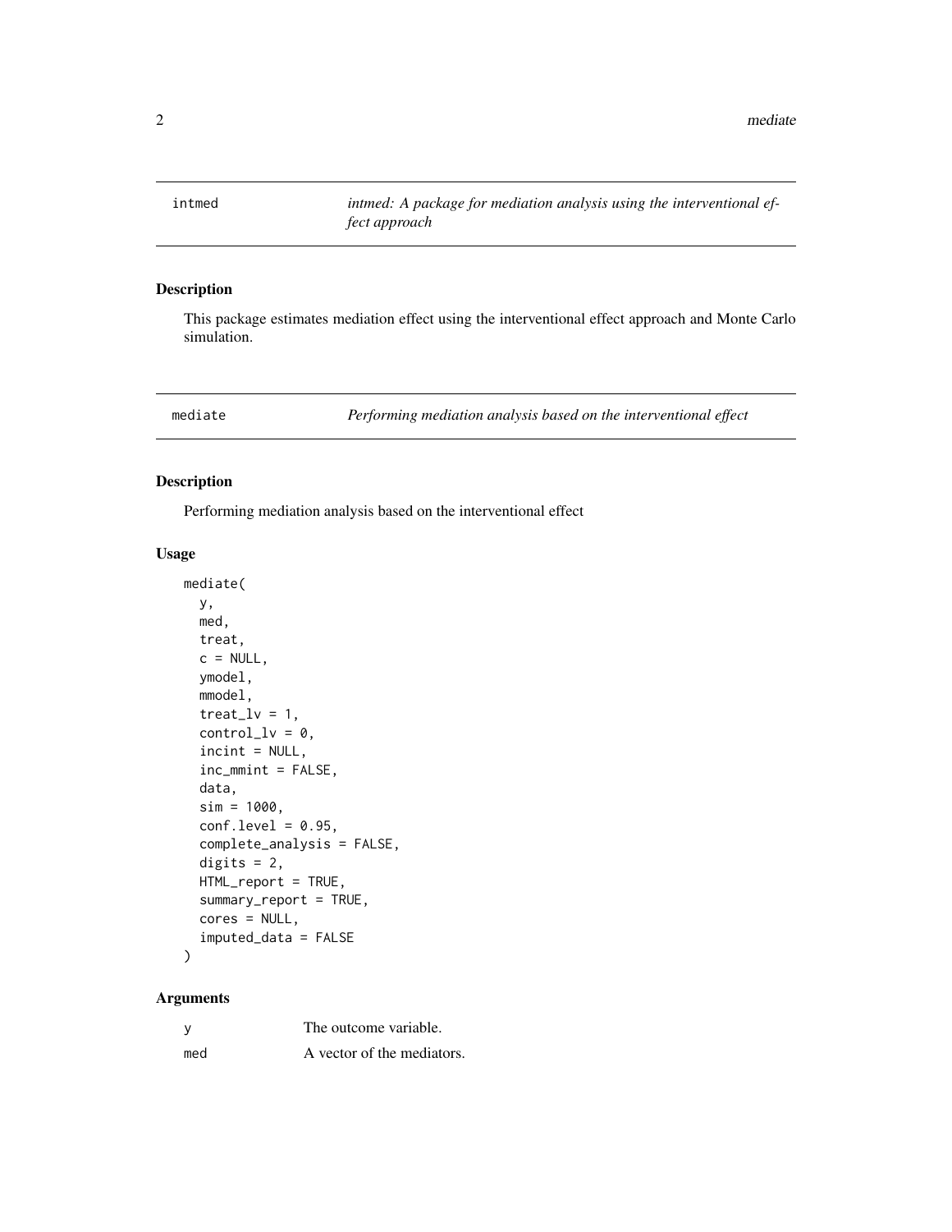| intmed | *intmed: A package for mediation analysis using the interventional effect approach* |
|---|---|

## Description

This package estimates mediation effect using the interventional effect approach and Monte Carlo simulation.

| mediate | *Performing mediation analysis based on the interventional effect* |
|---|---|

## Description

Performing mediation analysis based on the interventional effect

## Usage

```
mediate(
  y,
  med,
  treat,
  c = NULL,
  ymodel,
  mmodel,
  treat_lv = 1,
  control_lv = 0,
  incint = NULL,
  inc_mmint = FALSE,
  data,
  sim = 1000,
  conf.level = 0.95,
  complete_analysis = FALSE,
  digits = 2,
  HTML_report = TRUE,
  summary_report = TRUE,
  cores = NULL,
  imputed_data = FALSE
)
```

## Arguments

| | |
|---|---|
| y | The outcome variable. |
| med | A vector of the mediators. |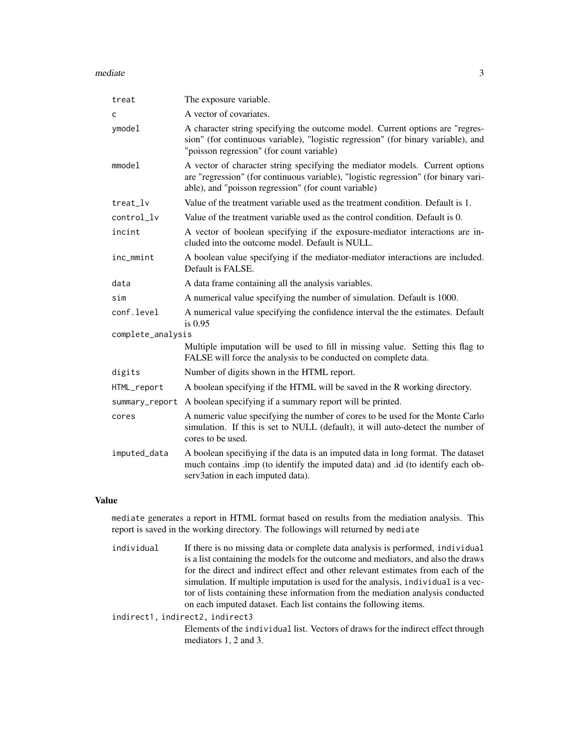| | |
|---|---|
| `treat` | The exposure variable. |
| `c` | A vector of covariates. |
| `ymodel` | A character string specifying the outcome model. Current options are "regression" (for continuous variable), "logistic regression" (for binary variable), and "poisson regression" (for count variable) |
| `mmodel` | A vector of character string specifying the mediator models. Current options are "regression" (for continuous variable), "logistic regression" (for binary variable), and "poisson regression" (for count variable) |
| `treat_lv` | Value of the treatment variable used as the treatment condition. Default is 1. |
| `control_lv` | Value of the treatment variable used as the control condition. Default is 0. |
| `incint` | A vector of boolean specifying if the exposure-mediator interactions are included into the outcome model. Default is NULL. |
| `inc_mmint` | A boolean value specifying if the mediator-mediator interactions are included. Default is FALSE. |
| `data` | A data frame containing all the analysis variables. |
| `sim` | A numerical value specifying the number of simulation. Default is 1000. |
| `conf.level` | A numerical value specifying the confidence interval the the estimates. Default is 0.95 |
| `complete_analysis` | Multiple imputation will be used to fill in missing value. Setting this flag to FALSE will force the analysis to be conducted on complete data. |
| `digits` | Number of digits shown in the HTML report. |
| `HTML_report` | A boolean specifying if the HTML will be saved in the R working directory. |
| `summary_report` | A boolean specifying if a summary report will be printed. |
| `cores` | A numeric value specifying the number of cores to be used for the Monte Carlo simulation. If this is set to NULL (default), it will auto-detect the number of cores to be used. |
| `imputed_data` | A boolean specifiying if the data is an imputed data in long format. The dataset much contains .imp (to identify the imputed data) and .id (to identify each observ3ation in each imputed data). |

## Value

`mediate` generates a report in HTML format based on results from the mediation analysis. This report is saved in the working directory. The followings will returned by `mediate`

| | |
|---|---|
| `individual` | If there is no missing data or complete data analysis is performed, `individual` is a list containing the models for the outcome and mediators, and also the draws for the direct and indirect effect and other relevant estimates from each of the simulation. If multiple imputation is used for the analysis, `individual` is a vector of lists containing these information from the mediation analysis conducted on each imputed dataset. Each list contains the following items. |
| `indirect1, indirect2, indirect3` | Elements of the `individual` list. Vectors of draws for the indirect effect through mediators 1, 2 and 3. |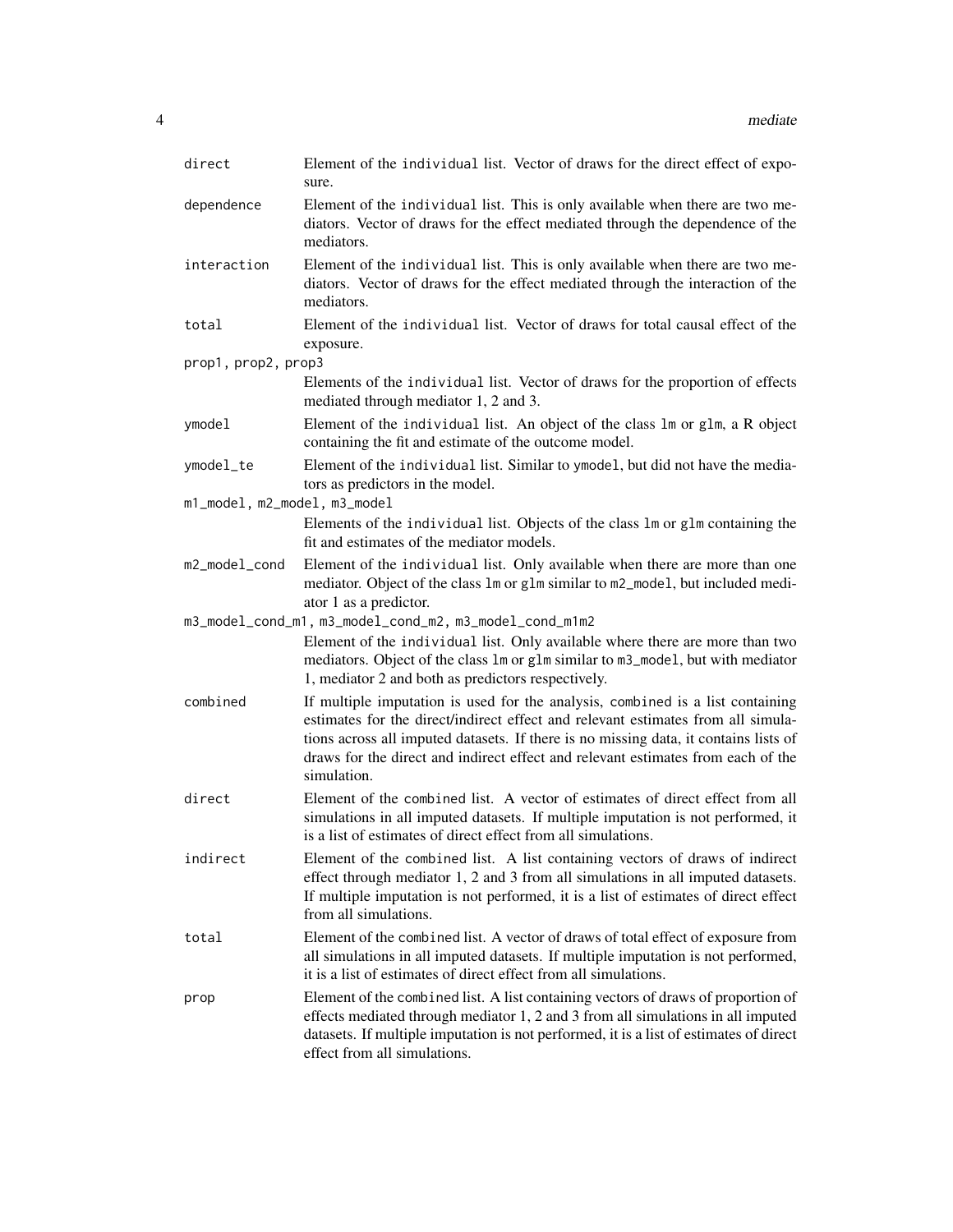`direct`
: Element of the `individual` list. Vector of draws for the direct effect of exposure.

`dependence`
: Element of the `individual` list. This is only available when there are two mediators. Vector of draws for the effect mediated through the dependence of the mediators.

`interaction`
: Element of the `individual` list. This is only available when there are two mediators. Vector of draws for the effect mediated through the interaction of the mediators.

`total`
: Element of the `individual` list. Vector of draws for total causal effect of the exposure.

`prop1, prop2, prop3`
: Elements of the `individual` list. Vector of draws for the proportion of effects mediated through mediator 1, 2 and 3.

`ymodel`
: Element of the `individual` list. An object of the class `lm` or `glm`, a R object containing the fit and estimate of the outcome model.

`ymodel_te`
: Element of the `individual` list. Similar to `ymodel`, but did not have the mediators as predictors in the model.

`m1_model, m2_model, m3_model`
: Elements of the `individual` list. Objects of the class `lm` or `glm` containing the fit and estimates of the mediator models.

`m2_model_cond`
: Element of the `individual` list. Only available when there are more than one mediator. Object of the class `lm` or `glm` similar to `m2_model`, but included mediator 1 as a predictor.

`m3_model_cond_m1, m3_model_cond_m2, m3_model_cond_m1m2`
: Element of the `individual` list. Only available where there are more than two mediators. Object of the class `lm` or `glm` similar to `m3_model`, but with mediator 1, mediator 2 and both as predictors respectively.

`combined`
: If multiple imputation is used for the analysis, `combined` is a list containing estimates for the direct/indirect effect and relevant estimates from all simulations across all imputed datasets. If there is no missing data, it contains lists of draws for the direct and indirect effect and relevant estimates from each of the simulation.

`direct`
: Element of the `combined` list. A vector of estimates of direct effect from all simulations in all imputed datasets. If multiple imputation is not performed, it is a list of estimates of direct effect from all simulations.

`indirect`
: Element of the `combined` list. A list containing vectors of draws of indirect effect through mediator 1, 2 and 3 from all simulations in all imputed datasets. If multiple imputation is not performed, it is a list of estimates of direct effect from all simulations.

`total`
: Element of the `combined` list. A vector of draws of total effect of exposure from all simulations in all imputed datasets. If multiple imputation is not performed, it is a list of estimates of direct effect from all simulations.

`prop`
: Element of the `combined` list. A list containing vectors of draws of proportion of effects mediated through mediator 1, 2 and 3 from all simulations in all imputed datasets. If multiple imputation is not performed, it is a list of estimates of direct effect from all simulations.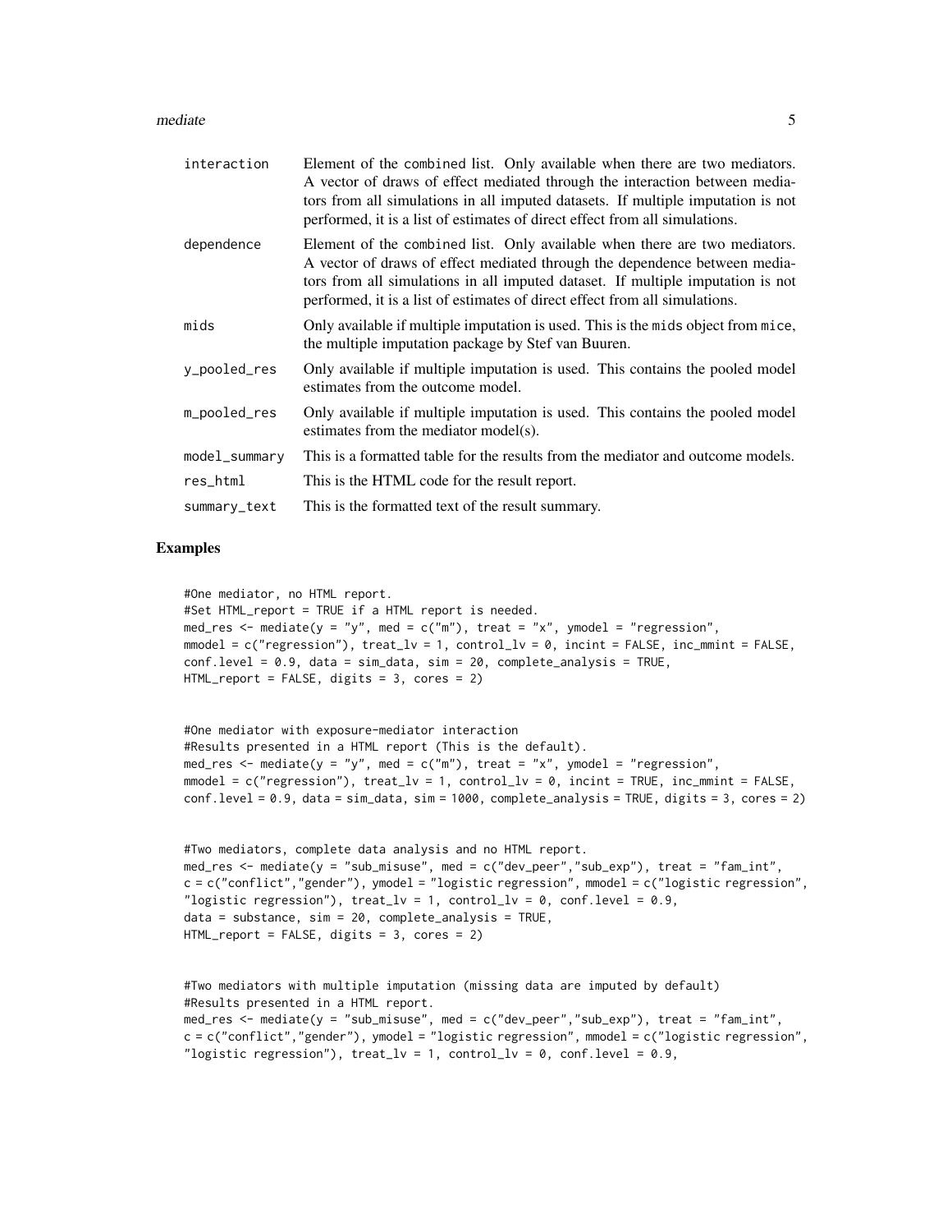| | |
|---|---|
| `interaction` | Element of the `combined` list. Only available when there are two mediators. A vector of draws of effect mediated through the interaction between mediators from all simulations in all imputed datasets. If multiple imputation is not performed, it is a list of estimates of direct effect from all simulations. |
| `dependence` | Element of the `combined` list. Only available when there are two mediators. A vector of draws of effect mediated through the dependence between mediators from all simulations in all imputed dataset. If multiple imputation is not performed, it is a list of estimates of direct effect from all simulations. |
| `mids` | Only available if multiple imputation is used. This is the `mids` object from `mice`, the multiple imputation package by Stef van Buuren. |
| `y_pooled_res` | Only available if multiple imputation is used. This contains the pooled model estimates from the outcome model. |
| `m_pooled_res` | Only available if multiple imputation is used. This contains the pooled model estimates from the mediator model(s). |
| `model_summary` | This is a formatted table for the results from the mediator and outcome models. |
| `res_html` | This is the HTML code for the result report. |
| `summary_text` | This is the formatted text of the result summary. |

## Examples

```
#One mediator, no HTML report.
#Set HTML_report = TRUE if a HTML report is needed.
med_res <- mediate(y = "y", med = c("m"), treat = "x", ymodel = "regression",
mmodel = c("regression"), treat_lv = 1, control_lv = 0, incint = FALSE, inc_mmint = FALSE,
conf.level = 0.9, data = sim_data, sim = 20, complete_analysis = TRUE,
HTML_report = FALSE, digits = 3, cores = 2)


#One mediator with exposure-mediator interaction
#Results presented in a HTML report (This is the default).
med_res <- mediate(y = "y", med = c("m"), treat = "x", ymodel = "regression",
mmodel = c("regression"), treat_lv = 1, control_lv = 0, incint = TRUE, inc_mmint = FALSE,
conf.level = 0.9, data = sim_data, sim = 1000, complete_analysis = TRUE, digits = 3, cores = 2)


#Two mediators, complete data analysis and no HTML report.
med_res <- mediate(y = "sub_misuse", med = c("dev_peer","sub_exp"), treat = "fam_int",
c = c("conflict","gender"), ymodel = "logistic regression", mmodel = c("logistic regression",
"logistic regression"), treat_lv = 1, control_lv = 0, conf.level = 0.9,
data = substance, sim = 20, complete_analysis = TRUE,
HTML_report = FALSE, digits = 3, cores = 2)


#Two mediators with multiple imputation (missing data are imputed by default)
#Results presented in a HTML report.
med_res <- mediate(y = "sub_misuse", med = c("dev_peer","sub_exp"), treat = "fam_int",
c = c("conflict","gender"), ymodel = "logistic regression", mmodel = c("logistic regression",
"logistic regression"), treat_lv = 1, control_lv = 0, conf.level = 0.9,
```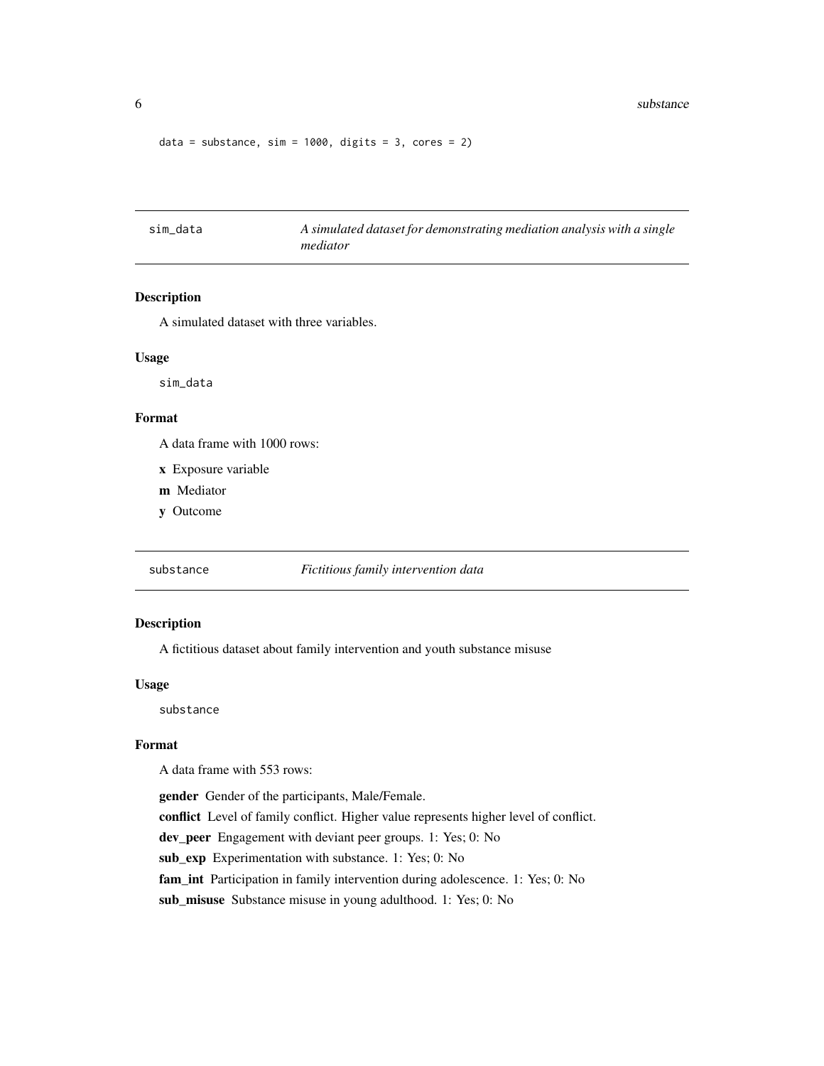```
data = substance, sim = 1000, digits = 3, cores = 2)
```

## sim_data — *A simulated dataset for demonstrating mediation analysis with a single mediator*

### Description

A simulated dataset with three variables.

### Usage

```
sim_data
```

### Format

A data frame with 1000 rows:

**x** Exposure variable

**m** Mediator

**y** Outcome

## substance — *Fictitious family intervention data*

### Description

A fictitious dataset about family intervention and youth substance misuse

### Usage

```
substance
```

### Format

A data frame with 553 rows:

**gender** Gender of the participants, Male/Female.

**conflict** Level of family conflict. Higher value represents higher level of conflict.

**dev_peer** Engagement with deviant peer groups. 1: Yes; 0: No

**sub_exp** Experimentation with substance. 1: Yes; 0: No

**fam_int** Participation in family intervention during adolescence. 1: Yes; 0: No

**sub_misuse** Substance misuse in young adulthood. 1: Yes; 0: No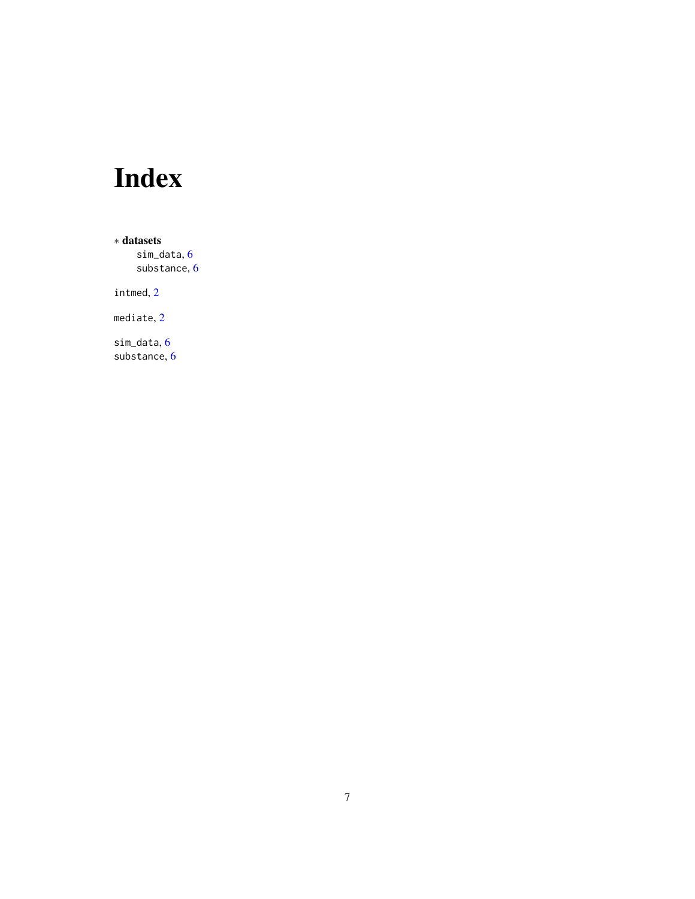# Index

∗ **datasets**
    sim_data, 6
    substance, 6

intmed, 2

mediate, 2

sim_data, 6
substance, 6